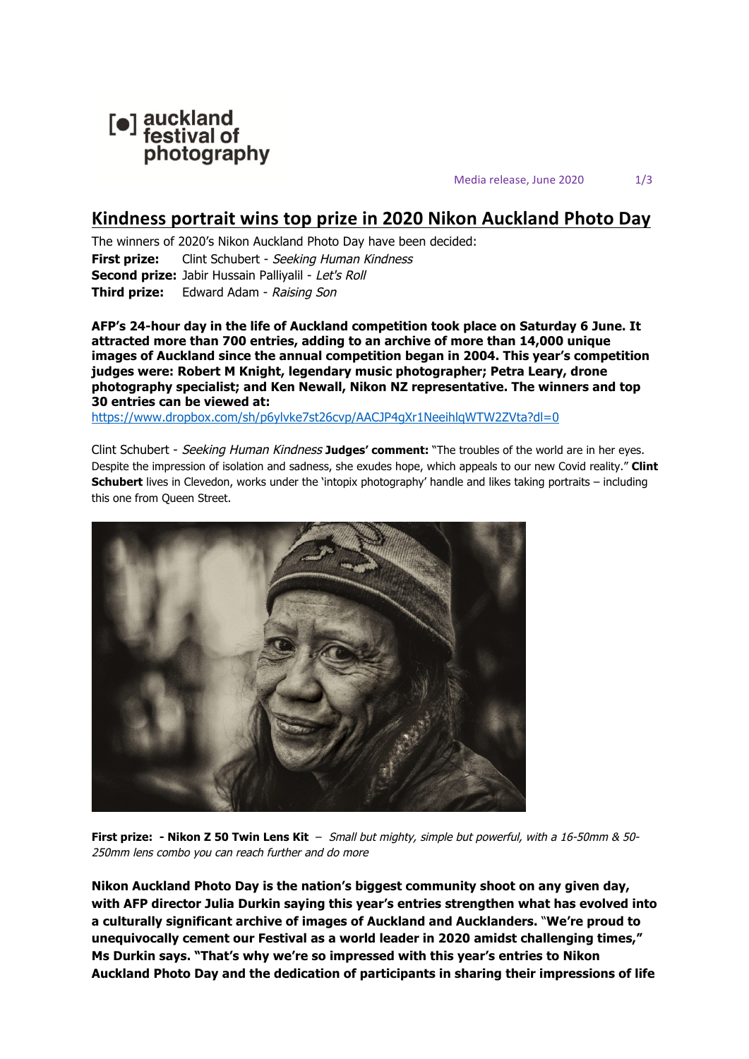[●] auckland festival of photography

Media release, June 2020

# Kindness portrait wins top prize in 2020 Nikon Auckland Photo Day

The winners of 2020's Nikon Auckland Photo Day have been decided:

**First prize:** Clint Schubert - *Seeking Human Kindness*
**Second prize:** Jabir Hussain Palliyalil - *Let's Roll*
**Third prize:** Edward Adam - *Raising Son*

**AFP's 24-hour day in the life of Auckland competition took place on Saturday 6 June. It attracted more than 700 entries, adding to an archive of more than 14,000 unique images of Auckland since the annual competition began in 2004. This year's competition judges were: Robert M Knight, legendary music photographer; Petra Leary, drone photography specialist; and Ken Newall, Nikon NZ representative. The winners and top 30 entries can be viewed at:**
https://www.dropbox.com/sh/p6ylvke7st26cvp/AACJP4gXr1NeeihlqWTW2ZVta?dl=0

Clint Schubert - *Seeking Human Kindness* **Judges' comment:** "The troubles of the world are in her eyes. Despite the impression of isolation and sadness, she exudes hope, which appeals to our new Covid reality." **Clint Schubert** lives in Clevedon, works under the 'intopix photography' handle and likes taking portraits – including this one from Queen Street.

**First prize: - Nikon Z 50 Twin Lens Kit** – *Small but mighty, simple but powerful, with a 16-50mm & 50-250mm lens combo you can reach further and do more*

**Nikon Auckland Photo Day is the nation's biggest community shoot on any given day, with AFP director Julia Durkin saying this year's entries strengthen what has evolved into a culturally significant archive of images of Auckland and Aucklanders. "We're proud to unequivocally cement our Festival as a world leader in 2020 amidst challenging times," Ms Durkin says. "That's why we're so impressed with this year's entries to Nikon Auckland Photo Day and the dedication of participants in sharing their impressions of life**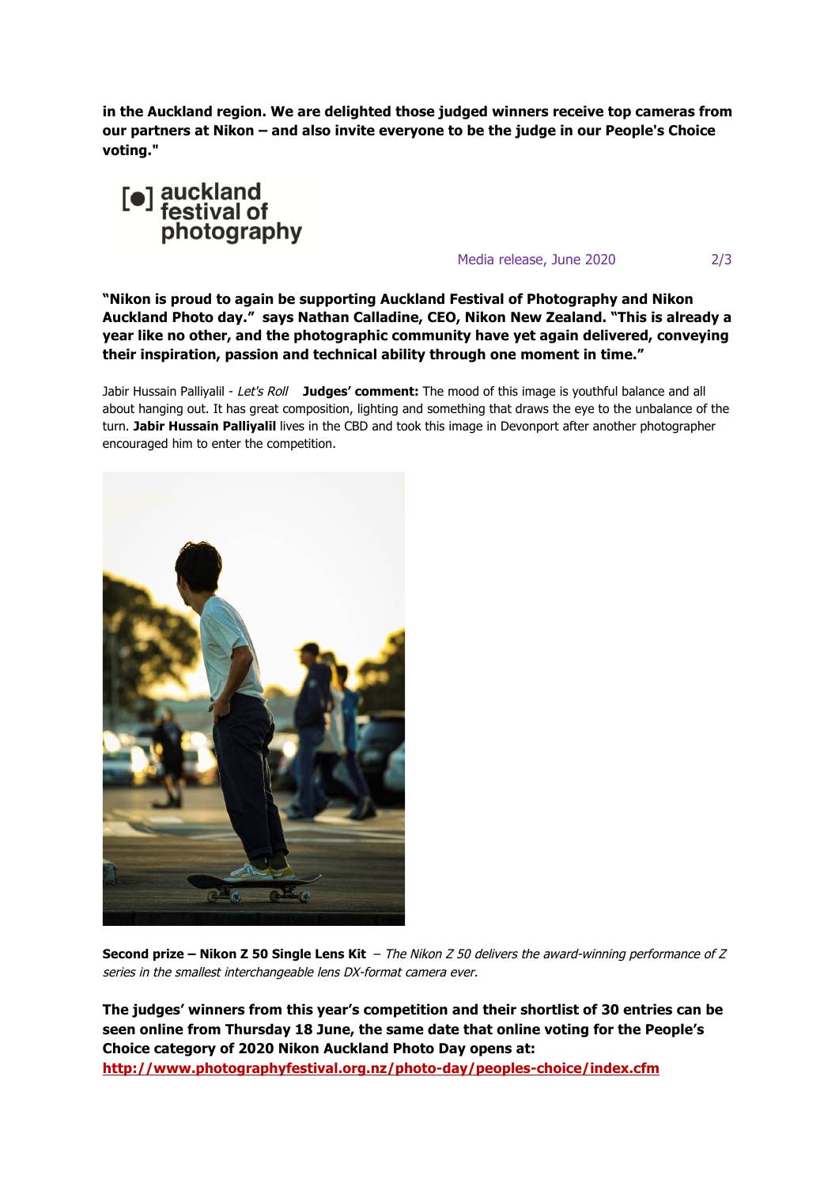**in the Auckland region. We are delighted those judged winners receive top cameras from our partners at Nikon – and also invite everyone to be the judge in our People's Choice voting."**

**"Nikon is proud to again be supporting Auckland Festival of Photography and Nikon Auckland Photo day." says Nathan Calladine, CEO, Nikon New Zealand. "This is already a year like no other, and the photographic community have yet again delivered, conveying their inspiration, passion and technical ability through one moment in time."**

Jabir Hussain Palliyalil - *Let's Roll* **Judges' comment:** The mood of this image is youthful balance and all about hanging out. It has great composition, lighting and something that draws the eye to the unbalance of the turn. **Jabir Hussain Palliyalil** lives in the CBD and took this image in Devonport after another photographer encouraged him to enter the competition.

**Second prize – Nikon Z 50 Single Lens Kit** – *The Nikon Z 50 delivers the award-winning performance of Z series in the smallest interchangeable lens DX-format camera ever.*

**The judges' winners from this year's competition and their shortlist of 30 entries can be seen online from Thursday 18 June, the same date that online voting for the People's Choice category of 2020 Nikon Auckland Photo Day opens at:**
**http://www.photographyfestival.org.nz/photo-day/peoples-choice/index.cfm**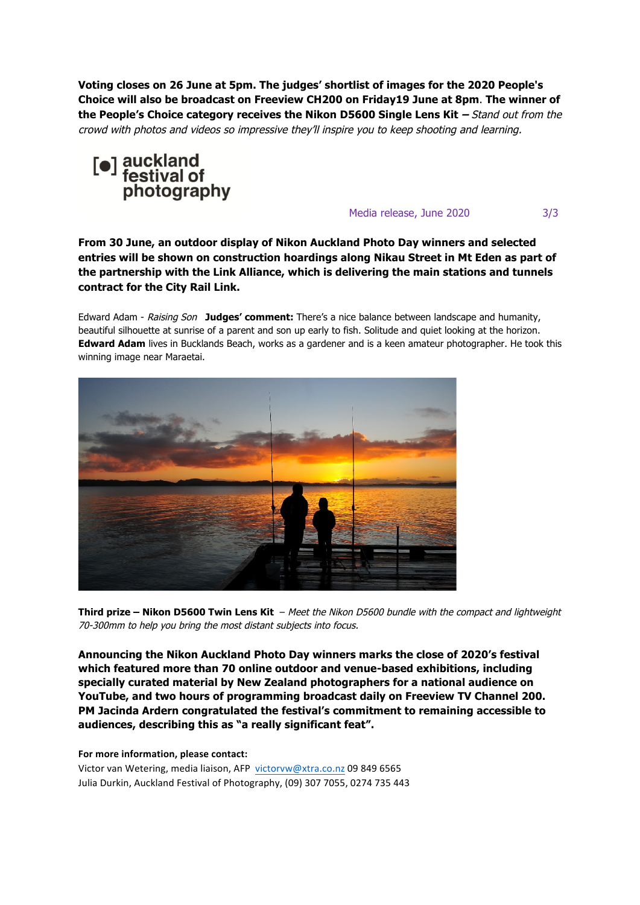**Voting closes on 26 June at 5pm. The judges' shortlist of images for the 2020 People's Choice will also be broadcast on Freeview CH200 on Friday19 June at 8pm**. **The winner of the People's Choice category receives the Nikon D5600 Single Lens Kit –** *Stand out from the crowd with photos and videos so impressive they'll inspire you to keep shooting and learning.*

[●] auckland festival of photography

Media release, June 2020

**From 30 June, an outdoor display of Nikon Auckland Photo Day winners and selected entries will be shown on construction hoardings along Nikau Street in Mt Eden as part of the partnership with the Link Alliance, which is delivering the main stations and tunnels contract for the City Rail Link.**

Edward Adam - *Raising Son* **Judges' comment:** There's a nice balance between landscape and humanity, beautiful silhouette at sunrise of a parent and son up early to fish. Solitude and quiet looking at the horizon. **Edward Adam** lives in Bucklands Beach, works as a gardener and is a keen amateur photographer. He took this winning image near Maraetai.

**Third prize – Nikon D5600 Twin Lens Kit** – *Meet the Nikon D5600 bundle with the compact and lightweight 70-300mm to help you bring the most distant subjects into focus.*

**Announcing the Nikon Auckland Photo Day winners marks the close of 2020's festival which featured more than 70 online outdoor and venue-based exhibitions, including specially curated material by New Zealand photographers for a national audience on YouTube, and two hours of programming broadcast daily on Freeview TV Channel 200. PM Jacinda Ardern congratulated the festival's commitment to remaining accessible to audiences, describing this as "a really significant feat".**

**For more information, please contact:**
Victor van Wetering, media liaison, AFP victorvw@xtra.co.nz 09 849 6565
Julia Durkin, Auckland Festival of Photography, (09) 307 7055, 0274 735 443